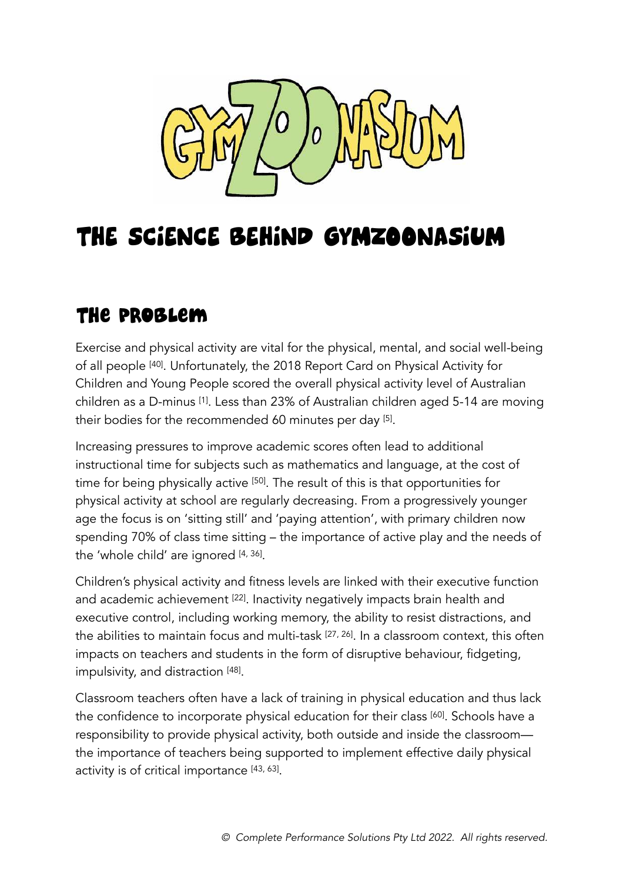# GYMZOONASIUM

# The Science Behind Gymzoonasium

## The Problem

Exercise and physical activity are vital for the physical, mental, and social well-being of all people [40]. Unfortunately, the 2018 Report Card on Physical Activity for Children and Young People scored the overall physical activity level of Australian children as a D-minus [1]. Less than 23% of Australian children aged 5-14 are moving their bodies for the recommended 60 minutes per day [5].

Increasing pressures to improve academic scores often lead to additional instructional time for subjects such as mathematics and language, at the cost of time for being physically active [50]. The result of this is that opportunities for physical activity at school are regularly decreasing. From a progressively younger age the focus is on 'sitting still' and 'paying attention', with primary children now spending 70% of class time sitting – the importance of active play and the needs of the 'whole child' are ignored [4, 36].

Children's physical activity and fitness levels are linked with their executive function and academic achievement [22]. Inactivity negatively impacts brain health and executive control, including working memory, the ability to resist distractions, and the abilities to maintain focus and multi-task [27, 26]. In a classroom context, this often impacts on teachers and students in the form of disruptive behaviour, fidgeting, impulsivity, and distraction [48].

Classroom teachers often have a lack of training in physical education and thus lack the confidence to incorporate physical education for their class [60]. Schools have a responsibility to provide physical activity, both outside and inside the classroom—the importance of teachers being supported to implement effective daily physical activity is of critical importance [43, 63].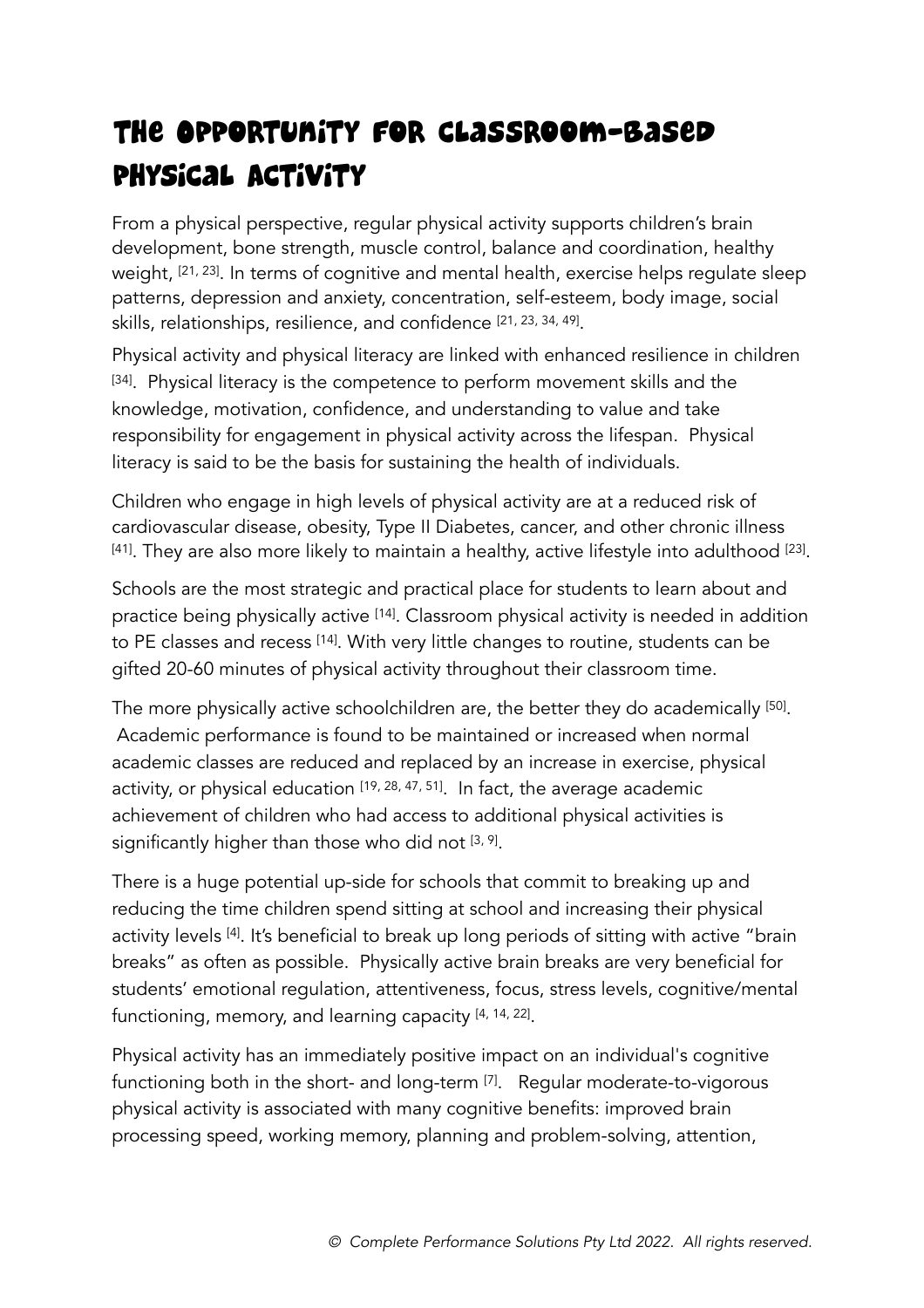# The Opportunity for Classroom-Based Physical Activity

From a physical perspective, regular physical activity supports children's brain development, bone strength, muscle control, balance and coordination, healthy weight, [21, 23]. In terms of cognitive and mental health, exercise helps regulate sleep patterns, depression and anxiety, concentration, self-esteem, body image, social skills, relationships, resilience, and confidence [21, 23, 34, 49].

Physical activity and physical literacy are linked with enhanced resilience in children [34]. Physical literacy is the competence to perform movement skills and the knowledge, motivation, confidence, and understanding to value and take responsibility for engagement in physical activity across the lifespan. Physical literacy is said to be the basis for sustaining the health of individuals.

Children who engage in high levels of physical activity are at a reduced risk of cardiovascular disease, obesity, Type II Diabetes, cancer, and other chronic illness [41]. They are also more likely to maintain a healthy, active lifestyle into adulthood [23].

Schools are the most strategic and practical place for students to learn about and practice being physically active [14]. Classroom physical activity is needed in addition to PE classes and recess [14]. With very little changes to routine, students can be gifted 20-60 minutes of physical activity throughout their classroom time.

The more physically active schoolchildren are, the better they do academically [50]. Academic performance is found to be maintained or increased when normal academic classes are reduced and replaced by an increase in exercise, physical activity, or physical education [19, 28, 47, 51]. In fact, the average academic achievement of children who had access to additional physical activities is significantly higher than those who did not [3, 9].

There is a huge potential up-side for schools that commit to breaking up and reducing the time children spend sitting at school and increasing their physical activity levels [4]. It's beneficial to break up long periods of sitting with active "brain breaks" as often as possible. Physically active brain breaks are very beneficial for students' emotional regulation, attentiveness, focus, stress levels, cognitive/mental functioning, memory, and learning capacity [4, 14, 22].

Physical activity has an immediately positive impact on an individual's cognitive functioning both in the short- and long-term [7]. Regular moderate-to-vigorous physical activity is associated with many cognitive benefits: improved brain processing speed, working memory, planning and problem-solving, attention,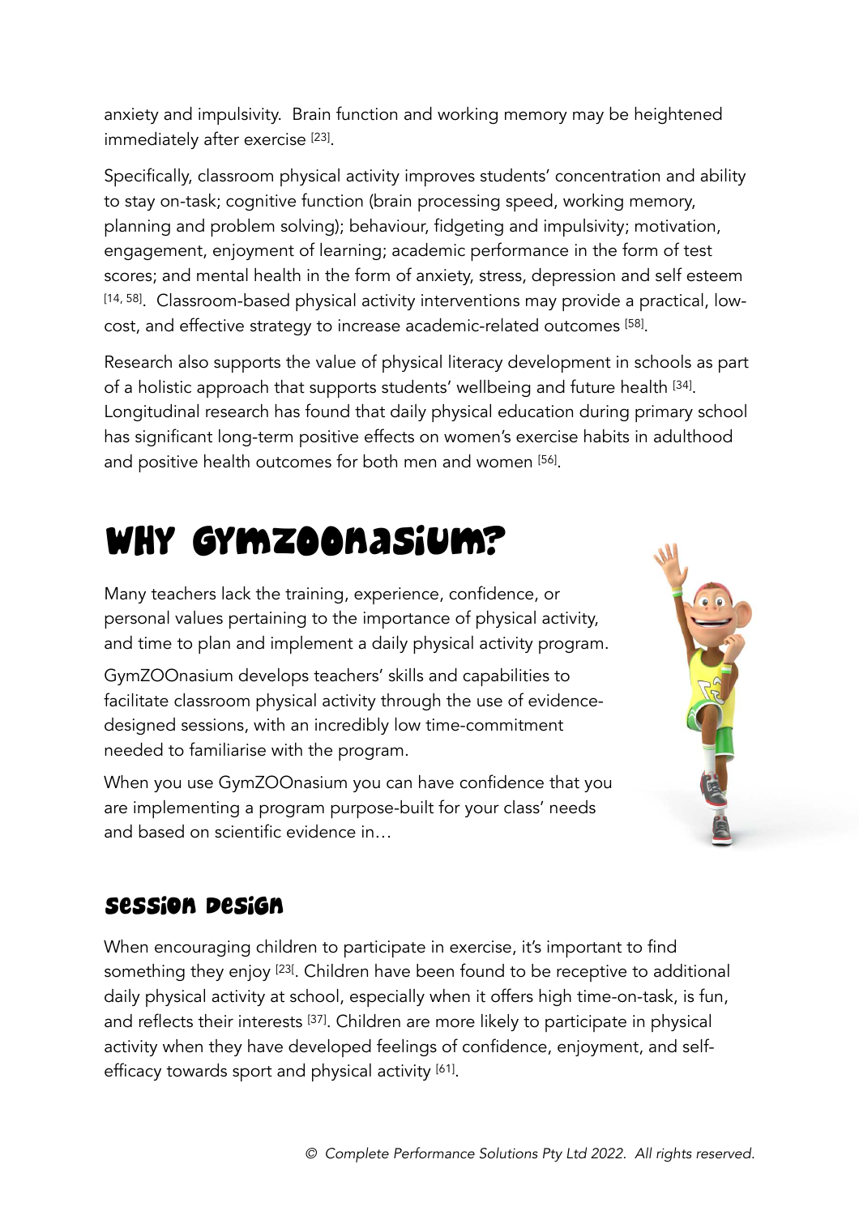anxiety and impulsivity. Brain function and working memory may be heightened immediately after exercise [23].

Specifically, classroom physical activity improves students' concentration and ability to stay on-task; cognitive function (brain processing speed, working memory, planning and problem solving); behaviour, fidgeting and impulsivity; motivation, engagement, enjoyment of learning; academic performance in the form of test scores; and mental health in the form of anxiety, stress, depression and self esteem [14, 58]. Classroom-based physical activity interventions may provide a practical, low-cost, and effective strategy to increase academic-related outcomes [58].

Research also supports the value of physical literacy development in schools as part of a holistic approach that supports students' wellbeing and future health [34]. Longitudinal research has found that daily physical education during primary school has significant long-term positive effects on women's exercise habits in adulthood and positive health outcomes for both men and women [56].

# Why GymZOOnasium?

Many teachers lack the training, experience, confidence, or personal values pertaining to the importance of physical activity, and time to plan and implement a daily physical activity program.

GymZOOnasium develops teachers' skills and capabilities to facilitate classroom physical activity through the use of evidence-designed sessions, with an incredibly low time-commitment needed to familiarise with the program.

When you use GymZOOnasium you can have confidence that you are implementing a program purpose-built for your class' needs and based on scientific evidence in…

## Session Design

When encouraging children to participate in exercise, it's important to find something they enjoy [23]. Children have been found to be receptive to additional daily physical activity at school, especially when it offers high time-on-task, is fun, and reflects their interests [37]. Children are more likely to participate in physical activity when they have developed feelings of confidence, enjoyment, and self-efficacy towards sport and physical activity [61].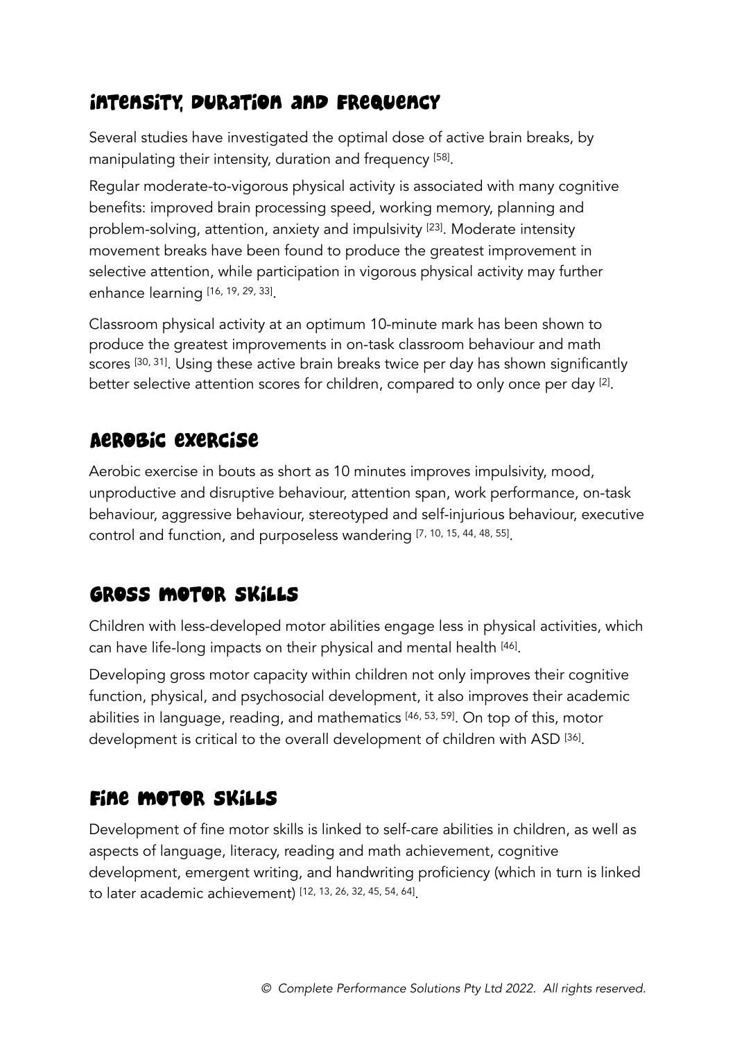## Intensity, Duration and Frequency

Several studies have investigated the optimal dose of active brain breaks, by manipulating their intensity, duration and frequency [58].

Regular moderate-to-vigorous physical activity is associated with many cognitive benefits: improved brain processing speed, working memory, planning and problem-solving, attention, anxiety and impulsivity [23]. Moderate intensity movement breaks have been found to produce the greatest improvement in selective attention, while participation in vigorous physical activity may further enhance learning [16, 19, 29, 33].

Classroom physical activity at an optimum 10-minute mark has been shown to produce the greatest improvements in on-task classroom behaviour and math scores [30, 31]. Using these active brain breaks twice per day has shown significantly better selective attention scores for children, compared to only once per day [2].

## Aerobic Exercise

Aerobic exercise in bouts as short as 10 minutes improves impulsivity, mood, unproductive and disruptive behaviour, attention span, work performance, on-task behaviour, aggressive behaviour, stereotyped and self-injurious behaviour, executive control and function, and purposeless wandering [7, 10, 15, 44, 48, 55].

## Gross Motor Skills

Children with less-developed motor abilities engage less in physical activities, which can have life-long impacts on their physical and mental health [46].

Developing gross motor capacity within children not only improves their cognitive function, physical, and psychosocial development, it also improves their academic abilities in language, reading, and mathematics [46, 53, 59]. On top of this, motor development is critical to the overall development of children with ASD [36].

## Fine Motor Skills

Development of fine motor skills is linked to self-care abilities in children, as well as aspects of language, literacy, reading and math achievement, cognitive development, emergent writing, and handwriting proficiency (which in turn is linked to later academic achievement) [12, 13, 26, 32, 45, 54, 64].

*© Complete Performance Solutions Pty Ltd 2022. All rights reserved.*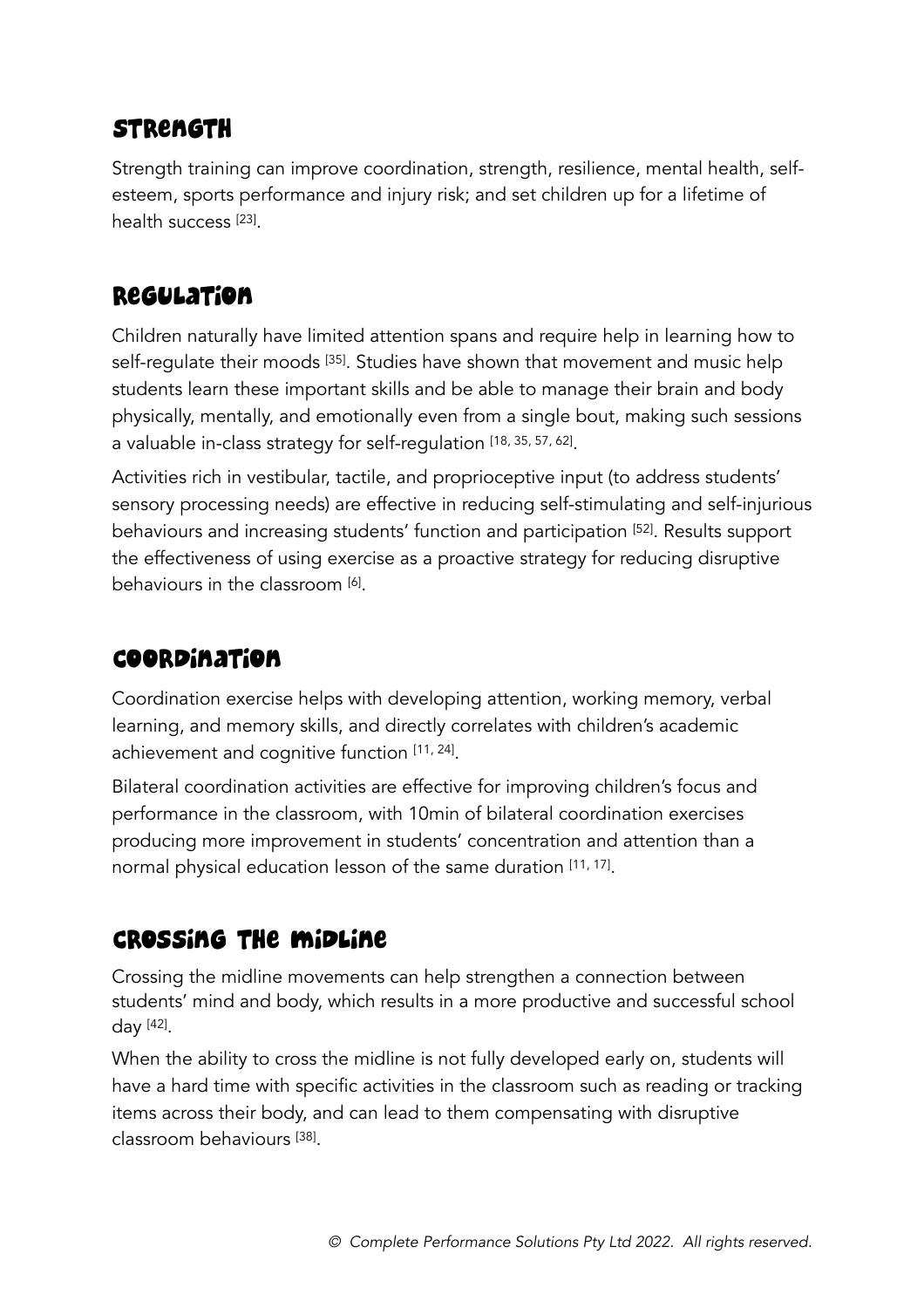## Strength

Strength training can improve coordination, strength, resilience, mental health, self-esteem, sports performance and injury risk; and set children up for a lifetime of health success [23].

## Regulation

Children naturally have limited attention spans and require help in learning how to self-regulate their moods [35]. Studies have shown that movement and music help students learn these important skills and be able to manage their brain and body physically, mentally, and emotionally even from a single bout, making such sessions a valuable in-class strategy for self-regulation [18, 35, 57, 62].

Activities rich in vestibular, tactile, and proprioceptive input (to address students' sensory processing needs) are effective in reducing self-stimulating and self-injurious behaviours and increasing students' function and participation [52]. Results support the effectiveness of using exercise as a proactive strategy for reducing disruptive behaviours in the classroom [6].

## Coordination

Coordination exercise helps with developing attention, working memory, verbal learning, and memory skills, and directly correlates with children's academic achievement and cognitive function [11, 24].

Bilateral coordination activities are effective for improving children's focus and performance in the classroom, with 10min of bilateral coordination exercises producing more improvement in students' concentration and attention than a normal physical education lesson of the same duration [11, 17].

## Crossing the Midline

Crossing the midline movements can help strengthen a connection between students' mind and body, which results in a more productive and successful school day [42].

When the ability to cross the midline is not fully developed early on, students will have a hard time with specific activities in the classroom such as reading or tracking items across their body, and can lead to them compensating with disruptive classroom behaviours [38].

*© Complete Performance Solutions Pty Ltd 2022. All rights reserved.*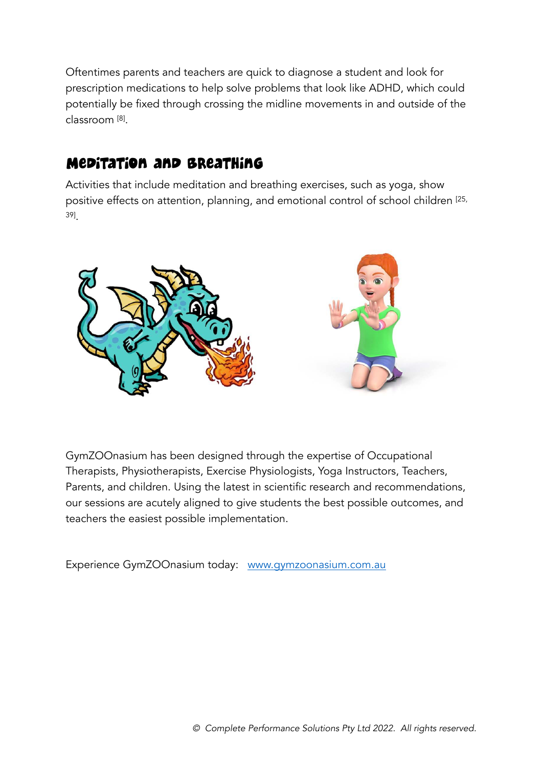Oftentimes parents and teachers are quick to diagnose a student and look for prescription medications to help solve problems that look like ADHD, which could potentially be fixed through crossing the midline movements in and outside of the classroom [8].

## Meditation and Breathing

Activities that include meditation and breathing exercises, such as yoga, show positive effects on attention, planning, and emotional control of school children [25, 39].

GymZOOnasium has been designed through the expertise of Occupational Therapists, Physiotherapists, Exercise Physiologists, Yoga Instructors, Teachers, Parents, and children. Using the latest in scientific research and recommendations, our sessions are acutely aligned to give students the best possible outcomes, and teachers the easiest possible implementation.

Experience GymZOOnasium today: [www.gymzoonasium.com.au](http://www.gymzoonasium.com.au)

*© Complete Performance Solutions Pty Ltd 2022. All rights reserved.*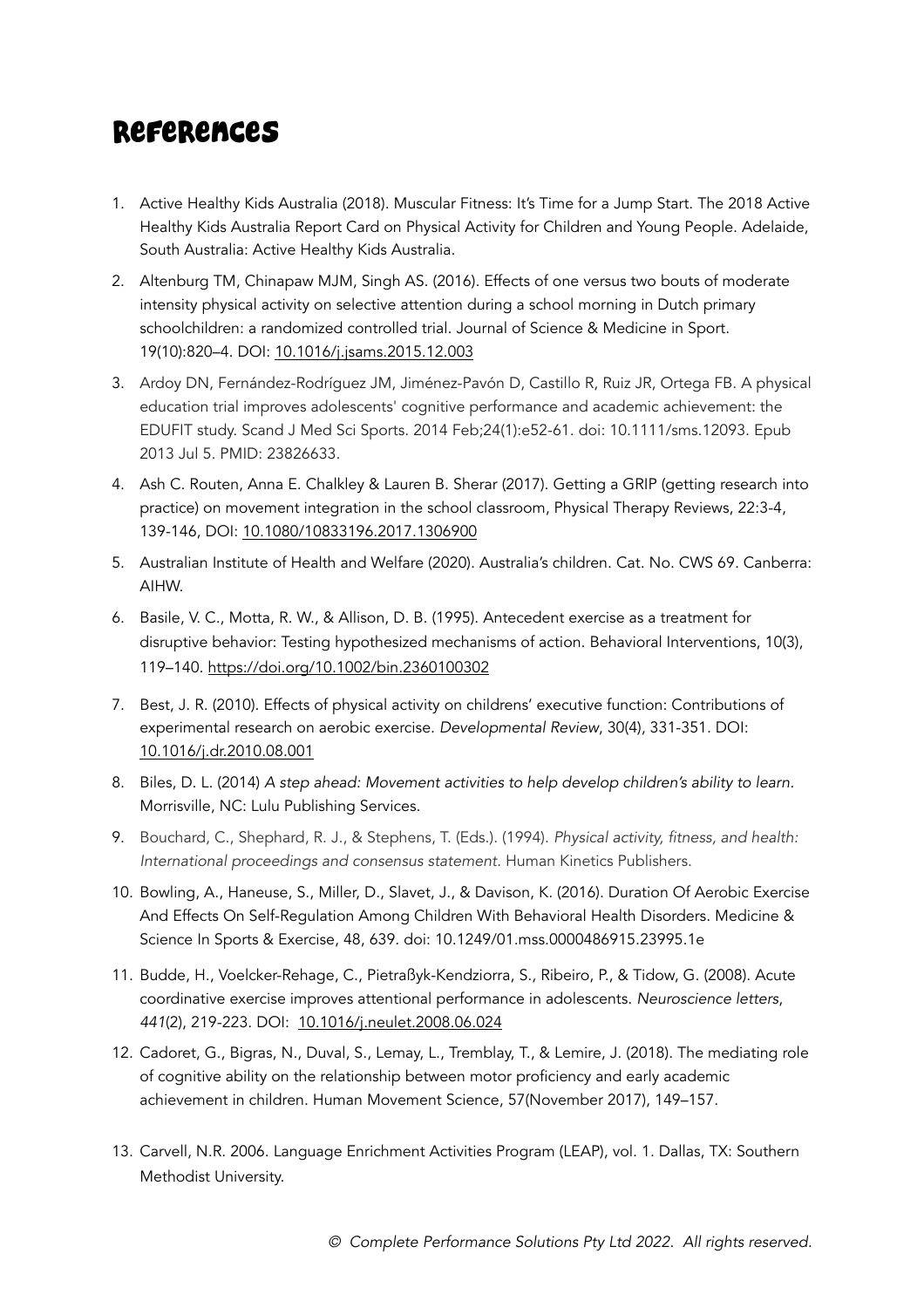# References

1. Active Healthy Kids Australia (2018). Muscular Fitness: It's Time for a Jump Start. The 2018 Active Healthy Kids Australia Report Card on Physical Activity for Children and Young People. Adelaide, South Australia: Active Healthy Kids Australia.
2. Altenburg TM, Chinapaw MJM, Singh AS. (2016). Effects of one versus two bouts of moderate intensity physical activity on selective attention during a school morning in Dutch primary schoolchildren: a randomized controlled trial. Journal of Science & Medicine in Sport. 19(10):820–4. DOI: 10.1016/j.jsams.2015.12.003
3. Ardoy DN, Fernández-Rodríguez JM, Jiménez-Pavón D, Castillo R, Ruiz JR, Ortega FB. A physical education trial improves adolescents' cognitive performance and academic achievement: the EDUFIT study. Scand J Med Sci Sports. 2014 Feb;24(1):e52-61. doi: 10.1111/sms.12093. Epub 2013 Jul 5. PMID: 23826633.
4. Ash C. Routen, Anna E. Chalkley & Lauren B. Sherar (2017). Getting a GRIP (getting research into practice) on movement integration in the school classroom, Physical Therapy Reviews, 22:3-4, 139-146, DOI: 10.1080/10833196.2017.1306900
5. Australian Institute of Health and Welfare (2020). Australia's children. Cat. No. CWS 69. Canberra: AIHW.
6. Basile, V. C., Motta, R. W., & Allison, D. B. (1995). Antecedent exercise as a treatment for disruptive behavior: Testing hypothesized mechanisms of action. Behavioral Interventions, 10(3), 119–140. https://doi.org/10.1002/bin.2360100302
7. Best, J. R. (2010). Effects of physical activity on childrens' executive function: Contributions of experimental research on aerobic exercise. *Developmental Review*, 30(4), 331-351. DOI: 10.1016/j.dr.2010.08.001
8. Biles, D. L. (2014) *A step ahead: Movement activities to help develop children's ability to learn*. Morrisville, NC: Lulu Publishing Services.
9. Bouchard, C., Shephard, R. J., & Stephens, T. (Eds.). (1994). *Physical activity, fitness, and health: International proceedings and consensus statement.* Human Kinetics Publishers.
10. Bowling, A., Haneuse, S., Miller, D., Slavet, J., & Davison, K. (2016). Duration Of Aerobic Exercise And Effects On Self-Regulation Among Children With Behavioral Health Disorders. Medicine & Science In Sports & Exercise, 48, 639. doi: 10.1249/01.mss.0000486915.23995.1e
11. Budde, H., Voelcker-Rehage, C., Pietraßyk-Kendziorra, S., Ribeiro, P., & Tidow, G. (2008). Acute coordinative exercise improves attentional performance in adolescents. *Neuroscience letters*, *441*(2), 219-223. DOI: 10.1016/j.neulet.2008.06.024
12. Cadoret, G., Bigras, N., Duval, S., Lemay, L., Tremblay, T., & Lemire, J. (2018). The mediating role of cognitive ability on the relationship between motor proficiency and early academic achievement in children. Human Movement Science, 57(November 2017), 149–157.
13. Carvell, N.R. 2006. Language Enrichment Activities Program (LEAP), vol. 1. Dallas, TX: Southern Methodist University.

*© Complete Performance Solutions Pty Ltd 2022. All rights reserved.*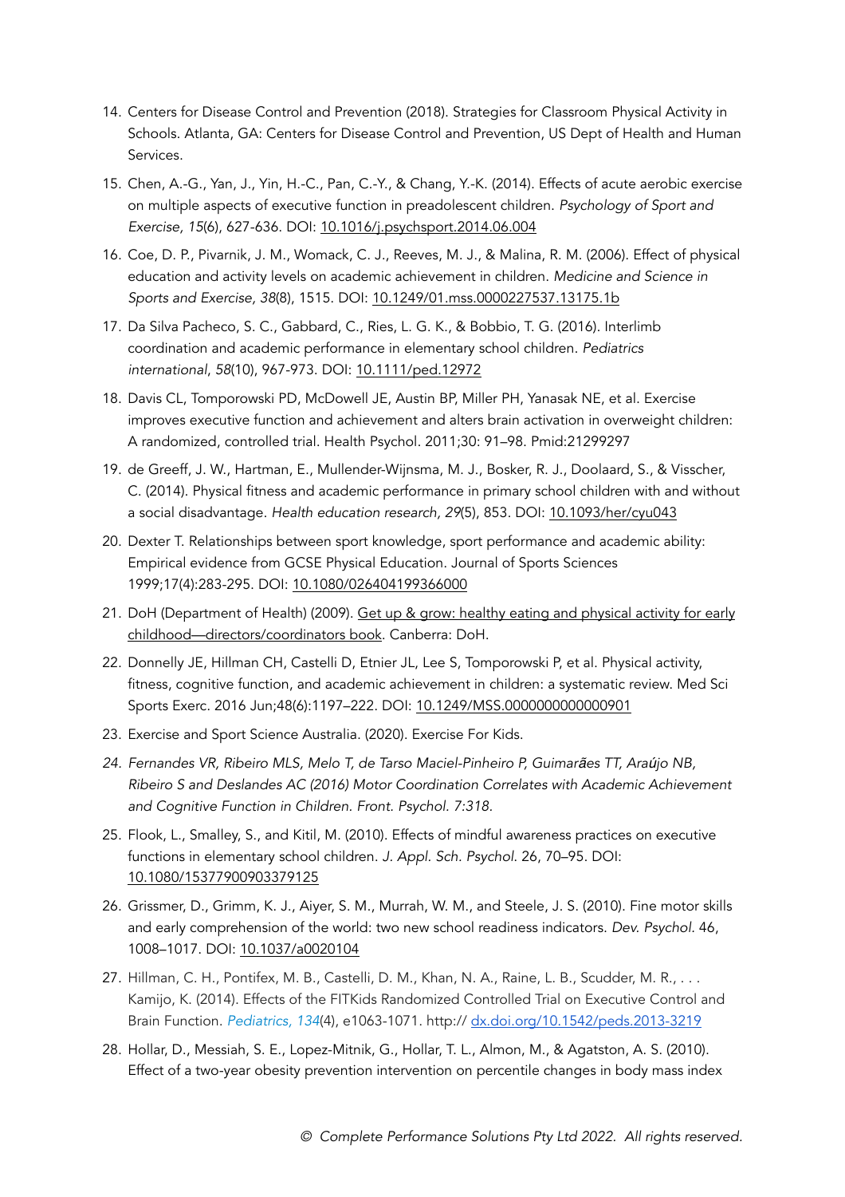14. Centers for Disease Control and Prevention (2018). Strategies for Classroom Physical Activity in Schools. Atlanta, GA: Centers for Disease Control and Prevention, US Dept of Health and Human Services.

15. Chen, A.-G., Yan, J., Yin, H.-C., Pan, C.-Y., & Chang, Y.-K. (2014). Effects of acute aerobic exercise on multiple aspects of executive function in preadolescent children. *Psychology of Sport and Exercise, 15*(6), 627-636. DOI: 10.1016/j.psychsport.2014.06.004

16. Coe, D. P., Pivarnik, J. M., Womack, C. J., Reeves, M. J., & Malina, R. M. (2006). Effect of physical education and activity levels on academic achievement in children. *Medicine and Science in Sports and Exercise, 38*(8), 1515. DOI: 10.1249/01.mss.0000227537.13175.1b

17. Da Silva Pacheco, S. C., Gabbard, C., Ries, L. G. K., & Bobbio, T. G. (2016). Interlimb coordination and academic performance in elementary school children. *Pediatrics international*, *58*(10), 967-973. DOI: 10.1111/ped.12972

18. Davis CL, Tomporowski PD, McDowell JE, Austin BP, Miller PH, Yanasak NE, et al. Exercise improves executive function and achievement and alters brain activation in overweight children: A randomized, controlled trial. Health Psychol. 2011;30: 91–98. Pmid:21299297

19. de Greeff, J. W., Hartman, E., Mullender-Wijnsma, M. J., Bosker, R. J., Doolaard, S., & Visscher, C. (2014). Physical fitness and academic performance in primary school children with and without a social disadvantage. *Health education research, 29*(5), 853. DOI: 10.1093/her/cyu043

20. Dexter T. Relationships between sport knowledge, sport performance and academic ability: Empirical evidence from GCSE Physical Education. Journal of Sports Sciences 1999;17(4):283-295. DOI: 10.1080/026404199366000

21. DoH (Department of Health) (2009). Get up & grow: healthy eating and physical activity for early childhood—directors/coordinators book. Canberra: DoH.

22. Donnelly JE, Hillman CH, Castelli D, Etnier JL, Lee S, Tomporowski P, et al. Physical activity, fitness, cognitive function, and academic achievement in children: a systematic review. Med Sci Sports Exerc. 2016 Jun;48(6):1197–222. DOI: 10.1249/MSS.0000000000000901

23. Exercise and Sport Science Australia. (2020). Exercise For Kids.

24. *Fernandes VR, Ribeiro MLS, Melo T, de Tarso Maciel-Pinheiro P, Guimarães TT, Araújo NB, Ribeiro S and Deslandes AC (2016) Motor Coordination Correlates with Academic Achievement and Cognitive Function in Children. Front. Psychol. 7:318.*

25. Flook, L., Smalley, S., and Kitil, M. (2010). Effects of mindful awareness practices on executive functions in elementary school children. *J. Appl. Sch. Psychol.* 26, 70–95. DOI: 10.1080/15377900903379125

26. Grissmer, D., Grimm, K. J., Aiyer, S. M., Murrah, W. M., and Steele, J. S. (2010). Fine motor skills and early comprehension of the world: two new school readiness indicators. *Dev. Psychol.* 46, 1008–1017. DOI: 10.1037/a0020104

27. Hillman, C. H., Pontifex, M. B., Castelli, D. M., Khan, N. A., Raine, L. B., Scudder, M. R., . . . Kamijo, K. (2014). Effects of the FITKids Randomized Controlled Trial on Executive Control and Brain Function. *Pediatrics, 134*(4), e1063-1071. http:// dx.doi.org/10.1542/peds.2013-3219

28. Hollar, D., Messiah, S. E., Lopez-Mitnik, G., Hollar, T. L., Almon, M., & Agatston, A. S. (2010). Effect of a two-year obesity prevention intervention on percentile changes in body mass index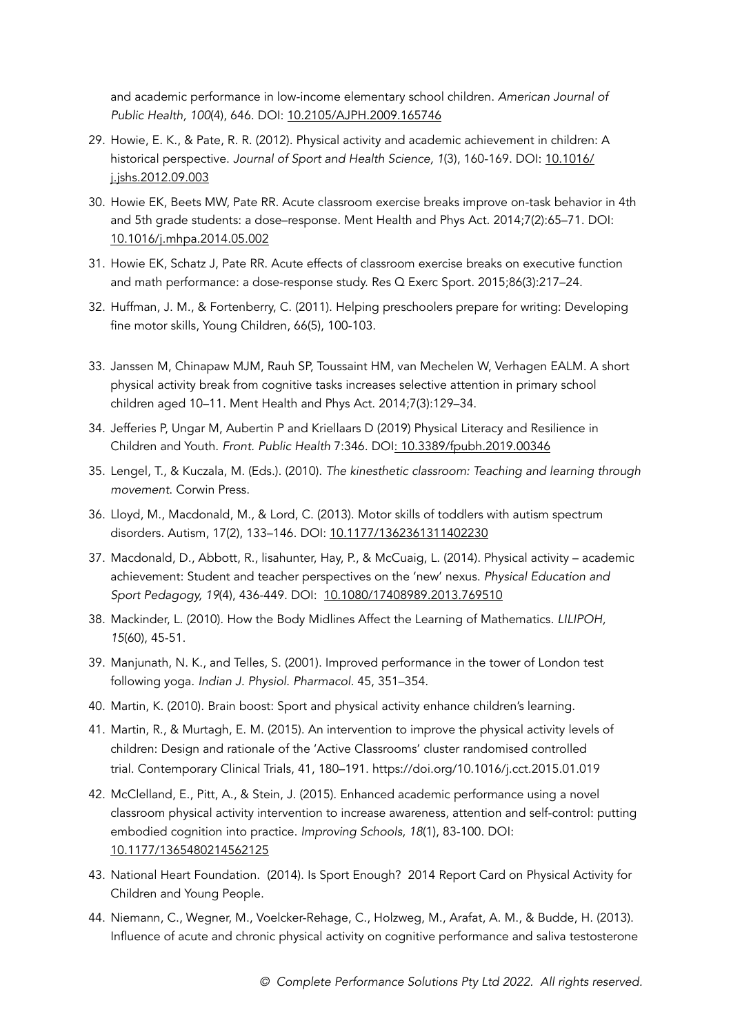and academic performance in low-income elementary school children. *American Journal of Public Health, 100*(4), 646. DOI: 10.2105/AJPH.2009.165746

29. Howie, E. K., & Pate, R. R. (2012). Physical activity and academic achievement in children: A historical perspective. *Journal of Sport and Health Science, 1*(3), 160-169. DOI: 10.1016/j.jshs.2012.09.003
30. Howie EK, Beets MW, Pate RR. Acute classroom exercise breaks improve on-task behavior in 4th and 5th grade students: a dose–response. Ment Health and Phys Act. 2014;7(2):65–71. DOI: 10.1016/j.mhpa.2014.05.002
31. Howie EK, Schatz J, Pate RR. Acute effects of classroom exercise breaks on executive function and math performance: a dose-response study. Res Q Exerc Sport. 2015;86(3):217–24.
32. Huffman, J. M., & Fortenberry, C. (2011). Helping preschoolers prepare for writing: Developing fine motor skills, Young Children, 66(5), 100-103.
33. Janssen M, Chinapaw MJM, Rauh SP, Toussaint HM, van Mechelen W, Verhagen EALM. A short physical activity break from cognitive tasks increases selective attention in primary school children aged 10–11. Ment Health and Phys Act. 2014;7(3):129–34.
34. Jefferies P, Ungar M, Aubertin P and Kriellaars D (2019) Physical Literacy and Resilience in Children and Youth. *Front. Public Health* 7:346. DOI: 10.3389/fpubh.2019.00346
35. Lengel, T., & Kuczala, M. (Eds.). (2010). *The kinesthetic classroom: Teaching and learning through movement*. Corwin Press.
36. Lloyd, M., Macdonald, M., & Lord, C. (2013). Motor skills of toddlers with autism spectrum disorders. Autism, 17(2), 133–146. DOI: 10.1177/1362361311402230
37. Macdonald, D., Abbott, R., lisahunter, Hay, P., & McCuaig, L. (2014). Physical activity – academic achievement: Student and teacher perspectives on the 'new' nexus. *Physical Education and Sport Pedagogy, 19*(4), 436-449. DOI: 10.1080/17408989.2013.769510
38. Mackinder, L. (2010). How the Body Midlines Affect the Learning of Mathematics. *LILIPOH, 15*(60), 45-51.
39. Manjunath, N. K., and Telles, S. (2001). Improved performance in the tower of London test following yoga. *Indian J. Physiol. Pharmacol*. 45, 351–354.
40. Martin, K. (2010). Brain boost: Sport and physical activity enhance children's learning.
41. Martin, R., & Murtagh, E. M. (2015). An intervention to improve the physical activity levels of children: Design and rationale of the 'Active Classrooms' cluster randomised controlled trial. Contemporary Clinical Trials, 41, 180–191. https://doi.org/10.1016/j.cct.2015.01.019
42. McClelland, E., Pitt, A., & Stein, J. (2015). Enhanced academic performance using a novel classroom physical activity intervention to increase awareness, attention and self-control: putting embodied cognition into practice. *Improving Schools*, *18*(1), 83-100. DOI: 10.1177/1365480214562125
43. National Heart Foundation. (2014). Is Sport Enough? 2014 Report Card on Physical Activity for Children and Young People.
44. Niemann, C., Wegner, M., Voelcker-Rehage, C., Holzweg, M., Arafat, A. M., & Budde, H. (2013). Influence of acute and chronic physical activity on cognitive performance and saliva testosterone

*© Complete Performance Solutions Pty Ltd 2022. All rights reserved.*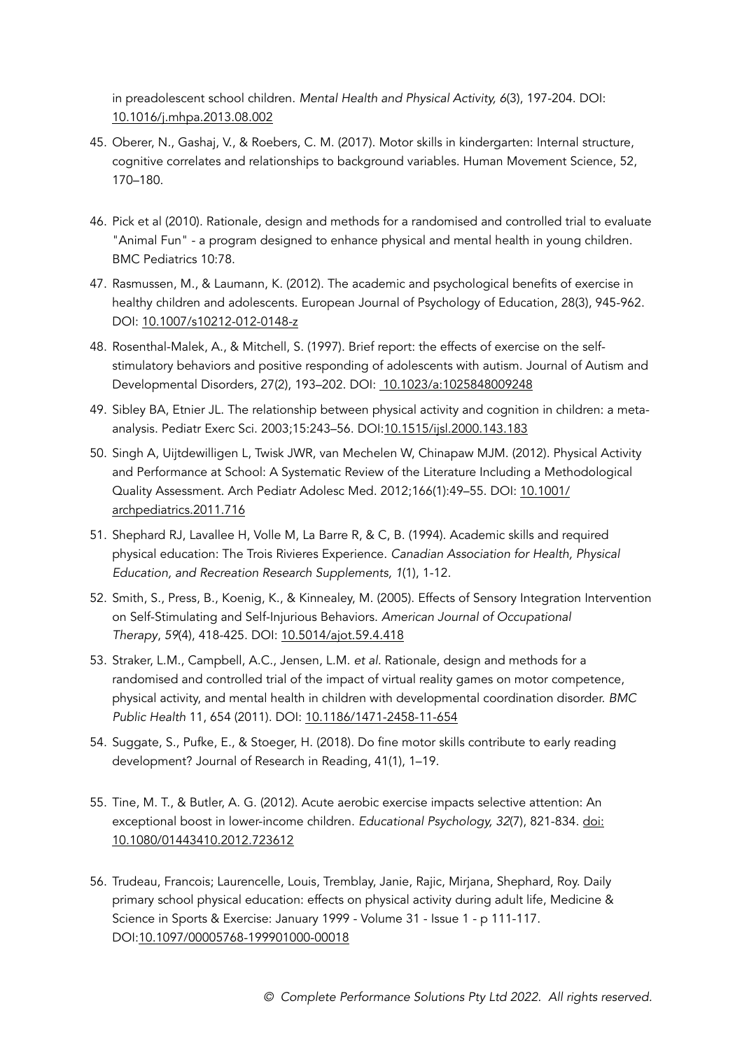in preadolescent school children. *Mental Health and Physical Activity, 6*(3), 197-204. DOI: 10.1016/j.mhpa.2013.08.002

45. Oberer, N., Gashaj, V., & Roebers, C. M. (2017). Motor skills in kindergarten: Internal structure, cognitive correlates and relationships to background variables. Human Movement Science, 52, 170–180.

46. Pick et al (2010). Rationale, design and methods for a randomised and controlled trial to evaluate "Animal Fun" - a program designed to enhance physical and mental health in young children. BMC Pediatrics 10:78.

47. Rasmussen, M., & Laumann, K. (2012). The academic and psychological benefits of exercise in healthy children and adolescents. European Journal of Psychology of Education, 28(3), 945-962. DOI: 10.1007/s10212-012-0148-z

48. Rosenthal-Malek, A., & Mitchell, S. (1997). Brief report: the effects of exercise on the self-stimulatory behaviors and positive responding of adolescents with autism. Journal of Autism and Developmental Disorders, 27(2), 193–202. DOI: 10.1023/a:1025848009248

49. Sibley BA, Etnier JL. The relationship between physical activity and cognition in children: a meta-analysis. Pediatr Exerc Sci. 2003;15:243–56. DOI:10.1515/ijsl.2000.143.183

50. Singh A, Uijtdewilligen L, Twisk JWR, van Mechelen W, Chinapaw MJM. (2012). Physical Activity and Performance at School: A Systematic Review of the Literature Including a Methodological Quality Assessment. Arch Pediatr Adolesc Med. 2012;166(1):49–55. DOI: 10.1001/archpediatrics.2011.716

51. Shephard RJ, Lavallee H, Volle M, La Barre R, & C, B. (1994). Academic skills and required physical education: The Trois Rivieres Experience. *Canadian Association for Health, Physical Education, and Recreation Research Supplements, 1*(1), 1-12.

52. Smith, S., Press, B., Koenig, K., & Kinnealey, M. (2005). Effects of Sensory Integration Intervention on Self-Stimulating and Self-Injurious Behaviors. *American Journal of Occupational Therapy*, *59*(4), 418-425. DOI: 10.5014/ajot.59.4.418

53. Straker, L.M., Campbell, A.C., Jensen, L.M. *et al.* Rationale, design and methods for a randomised and controlled trial of the impact of virtual reality games on motor competence, physical activity, and mental health in children with developmental coordination disorder. *BMC Public Health* 11, 654 (2011). DOI: 10.1186/1471-2458-11-654

54. Suggate, S., Pufke, E., & Stoeger, H. (2018). Do fine motor skills contribute to early reading development? Journal of Research in Reading, 41(1), 1–19.

55. Tine, M. T., & Butler, A. G. (2012). Acute aerobic exercise impacts selective attention: An exceptional boost in lower-income children. *Educational Psychology, 32*(7), 821-834. doi: 10.1080/01443410.2012.723612

56. Trudeau, Francois; Laurencelle, Louis, Tremblay, Janie, Rajic, Mirjana, Shephard, Roy. Daily primary school physical education: effects on physical activity during adult life, Medicine & Science in Sports & Exercise: January 1999 - Volume 31 - Issue 1 - p 111-117. DOI:10.1097/00005768-199901000-00018

*© Complete Performance Solutions Pty Ltd 2022. All rights reserved.*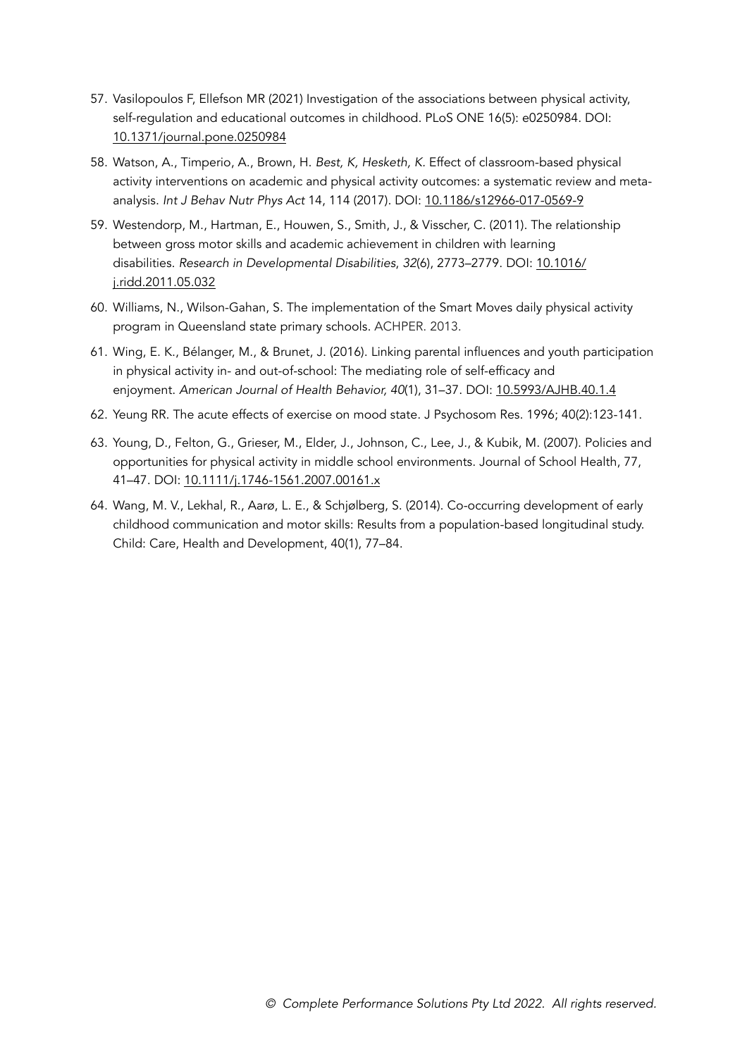57. Vasilopoulos F, Ellefson MR (2021) Investigation of the associations between physical activity, self-regulation and educational outcomes in childhood. PLoS ONE 16(5): e0250984. DOI: 10.1371/journal.pone.0250984

58. Watson, A., Timperio, A., Brown, H. *Best, K, Hesketh, K.* Effect of classroom-based physical activity interventions on academic and physical activity outcomes: a systematic review and meta-analysis. *Int J Behav Nutr Phys Act* 14, 114 (2017). DOI: 10.1186/s12966-017-0569-9

59. Westendorp, M., Hartman, E., Houwen, S., Smith, J., & Visscher, C. (2011). The relationship between gross motor skills and academic achievement in children with learning disabilities. *Research in Developmental Disabilities*, *32*(6), 2773–2779. DOI: 10.1016/j.ridd.2011.05.032

60. Williams, N., Wilson-Gahan, S. The implementation of the Smart Moves daily physical activity program in Queensland state primary schools. ACHPER. 2013.

61. Wing, E. K., Bélanger, M., & Brunet, J. (2016). Linking parental influences and youth participation in physical activity in- and out-of-school: The mediating role of self-efficacy and enjoyment. *American Journal of Health Behavior, 40*(1), 31–37. DOI: 10.5993/AJHB.40.1.4

62. Yeung RR. The acute effects of exercise on mood state. J Psychosom Res. 1996; 40(2):123-141.

63. Young, D., Felton, G., Grieser, M., Elder, J., Johnson, C., Lee, J., & Kubik, M. (2007). Policies and opportunities for physical activity in middle school environments. Journal of School Health, 77, 41–47. DOI: 10.1111/j.1746-1561.2007.00161.x

64. Wang, M. V., Lekhal, R., Aarø, L. E., & Schjølberg, S. (2014). Co-occurring development of early childhood communication and motor skills: Results from a population-based longitudinal study. Child: Care, Health and Development, 40(1), 77–84.

*© Complete Performance Solutions Pty Ltd 2022. All rights reserved.*